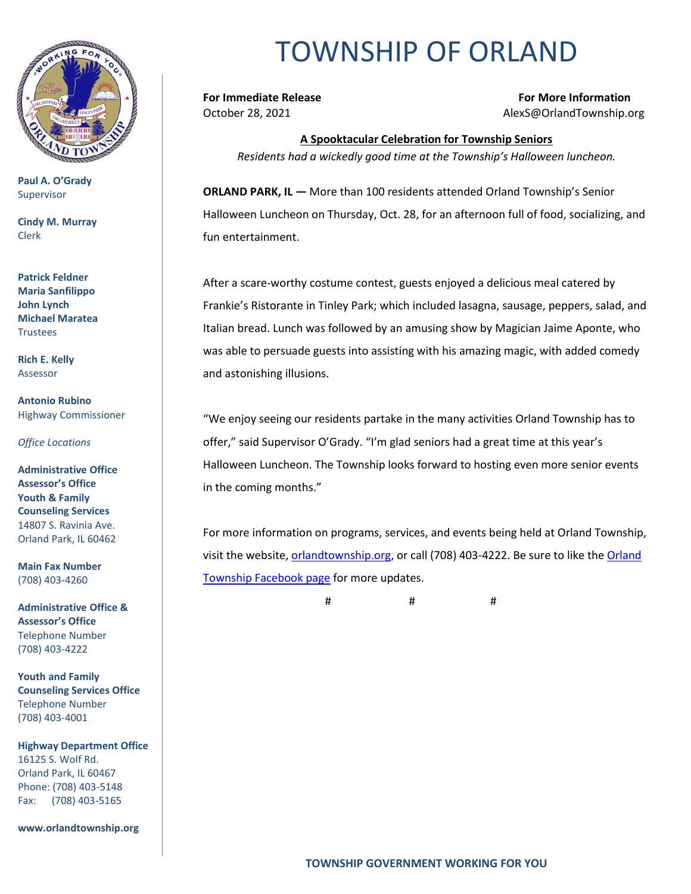# TOWNSHIP OF ORLAND

**Paul A. O'Grady**
Supervisor

**Cindy M. Murray**
Clerk

**Patrick Feldner**
**Maria Sanfilippo**
**John Lynch**
**Michael Maratea**
Trustees

**Rich E. Kelly**
Assessor

**Antonio Rubino**
Highway Commissioner

*Office Locations*

**Administrative Office**
**Assessor's Office**
**Youth & Family Counseling Services**
14807 S. Ravinia Ave.
Orland Park, IL 60462

**Main Fax Number**
(708) 403-4260

**Administrative Office & Assessor's Office**
Telephone Number
(708) 403-4222

**Youth and Family Counseling Services Office**
Telephone Number
(708) 403-4001

**Highway Department Office**
16125 S. Wolf Rd.
Orland Park, IL 60467
Phone: (708) 403-5148
Fax: (708) 403-5165

**www.orlandtownship.org**

---

**For Immediate Release**
October 28, 2021

**For More Information**
AlexS@OrlandTownship.org

**A Spooktacular Celebration for Township Seniors**

*Residents had a wickedly good time at the Township's Halloween luncheon.*

**ORLAND PARK, IL —** More than 100 residents attended Orland Township's Senior Halloween Luncheon on Thursday, Oct. 28, for an afternoon full of food, socializing, and fun entertainment.

After a scare-worthy costume contest, guests enjoyed a delicious meal catered by Frankie's Ristorante in Tinley Park; which included lasagna, sausage, peppers, salad, and Italian bread. Lunch was followed by an amusing show by Magician Jaime Aponte, who was able to persuade guests into assisting with his amazing magic, with added comedy and astonishing illusions.

"We enjoy seeing our residents partake in the many activities Orland Township has to offer," said Supervisor O'Grady. "I'm glad seniors had a great time at this year's Halloween Luncheon. The Township looks forward to hosting even more senior events in the coming months."

For more information on programs, services, and events being held at Orland Township, visit the website, orlandtownship.org, or call (708) 403-4222. Be sure to like the Orland Township Facebook page for more updates.

# # #

**TOWNSHIP GOVERNMENT WORKING FOR YOU**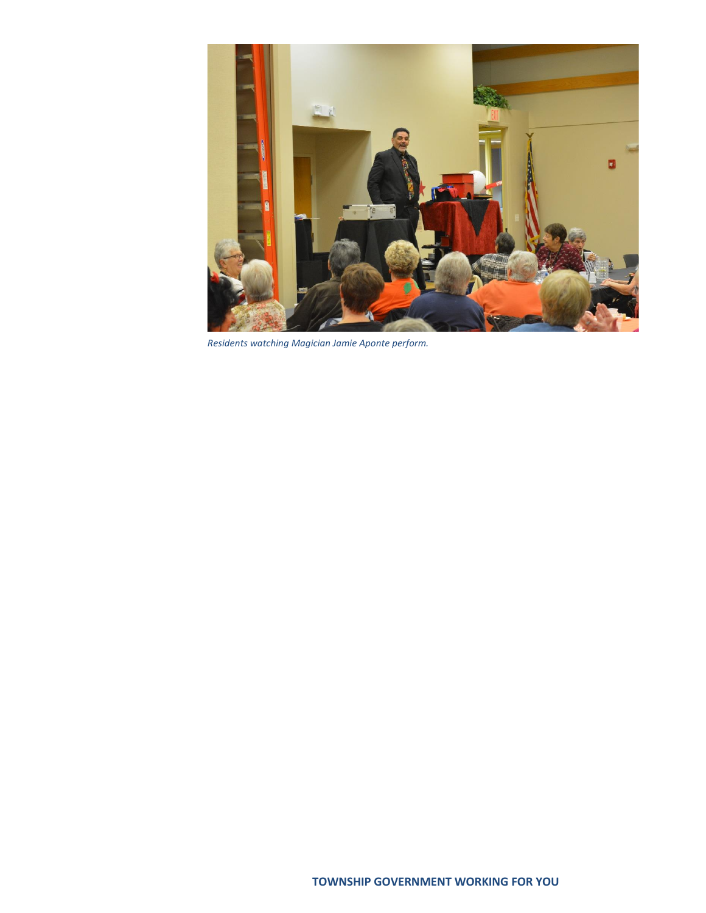*Residents watching Magician Jamie Aponte perform.*